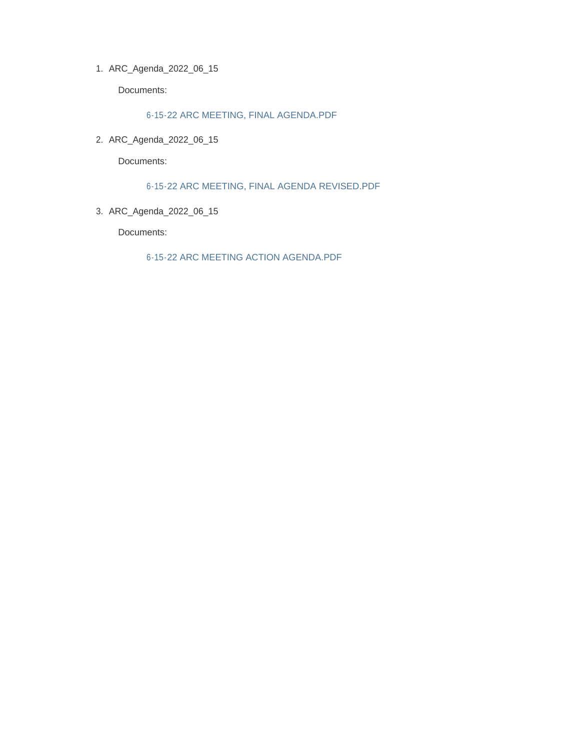1. ARC_Agenda_2022_06_15

   Documents:

   6-15-22 ARC MEETING, FINAL AGENDA.PDF

2. ARC_Agenda_2022_06_15

   Documents:

   6-15-22 ARC MEETING, FINAL AGENDA REVISED.PDF

3. ARC_Agenda_2022_06_15

   Documents:

   6-15-22 ARC MEETING ACTION AGENDA.PDF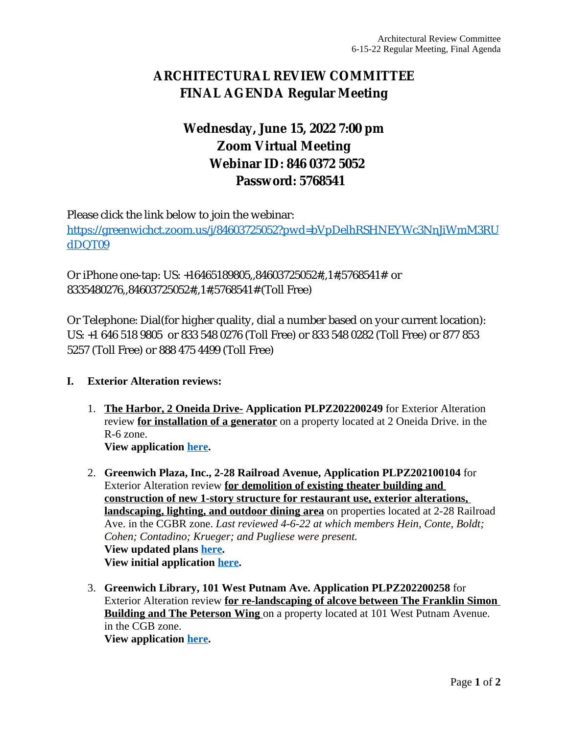# ARCHITECTURAL REVIEW COMMITTEE
# FINAL AGENDA Regular Meeting

## Wednesday, June 15, 2022 7:00 pm
## Zoom Virtual Meeting
## Webinar ID: 846 0372 5052
## Password: 5768541

Please click the link below to join the webinar:
https://greenwichct.zoom.us/j/84603725052?pwd=bVpDelhRSHNEYWc3NnJiWmM3RUdDQT09

Or iPhone one-tap: US: +16465189805,,84603725052#,,1#,5768541# or 8335480276,,84603725052#,,1#,5768541# (Toll Free)

Or Telephone: Dial(for higher quality, dial a number based on your current location): US: +1 646 518 9805 or 833 548 0276 (Toll Free) or 833 548 0282 (Toll Free) or 877 853 5257 (Toll Free) or 888 475 4499 (Toll Free)

**I. Exterior Alteration reviews:**

1. **The Harbor, 2 Oneida Drive- Application PLPZ202200249** for Exterior Alteration review **for installation of a generator** on a property located at 2 Oneida Drive. in the R-6 zone.
   **View application here.**

2. **Greenwich Plaza, Inc., 2-28 Railroad Avenue, Application PLPZ202100104** for Exterior Alteration review **for demolition of existing theater building and construction of new 1-story structure for restaurant use, exterior alterations, landscaping, lighting, and outdoor dining area** on properties located at 2-28 Railroad Ave. in the CGBR zone. *Last reviewed 4-6-22 at which members Hein, Conte, Boldt; Cohen; Contadino; Krueger; and Pugliese were present.*
   **View updated plans here.**
   **View initial application here.**

3. **Greenwich Library, 101 West Putnam Ave. Application PLPZ202200258** for Exterior Alteration review **for re-landscaping of alcove between The Franklin Simon Building and The Peterson Wing** on a property located at 101 West Putnam Avenue. in the CGB zone.
   **View application here.**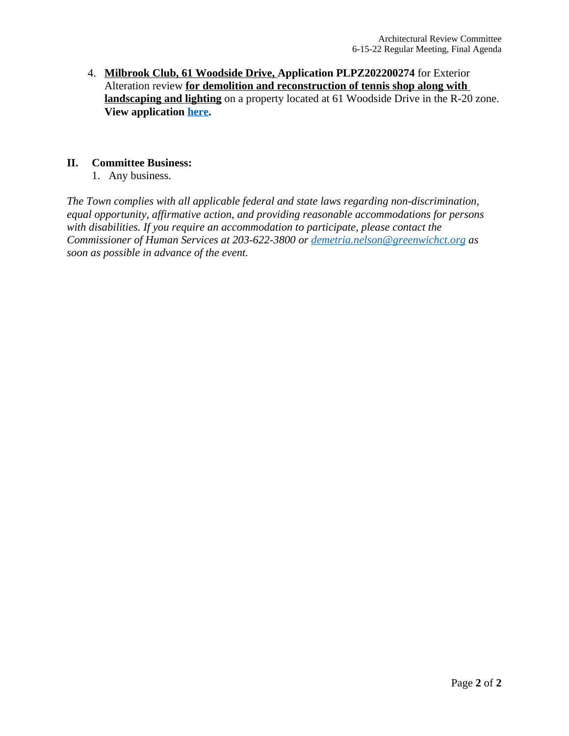4. **Milbrook Club, 61 Woodside Drive, Application PLPZ202200274** for Exterior Alteration review **for demolition and reconstruction of tennis shop along with landscaping and lighting** on a property located at 61 Woodside Drive in the R-20 zone. **View application [here](here).**

## II. Committee Business:

1. Any business.

*The Town complies with all applicable federal and state laws regarding non-discrimination, equal opportunity, affirmative action, and providing reasonable accommodations for persons with disabilities. If you require an accommodation to participate, please contact the Commissioner of Human Services at 203-622-3800 or [demetria.nelson@greenwichct.org](mailto:demetria.nelson@greenwichct.org) as soon as possible in advance of the event.*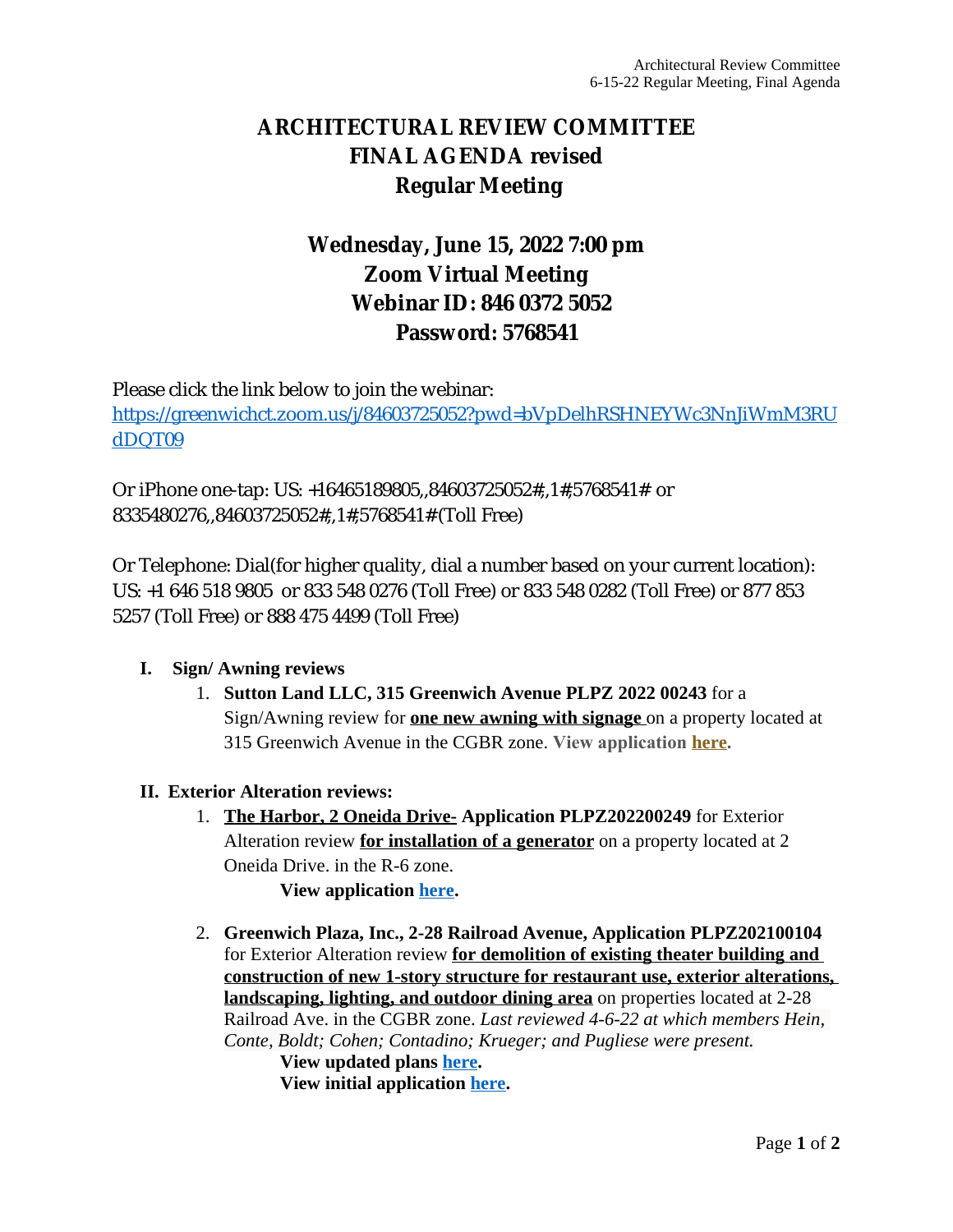# ARCHITECTURAL REVIEW COMMITTEE
# FINAL AGENDA revised
# Regular Meeting

## Wednesday, June 15, 2022 7:00 pm
## Zoom Virtual Meeting
## Webinar ID: 846 0372 5052
## Password: 5768541

Please click the link below to join the webinar:
https://greenwichct.zoom.us/j/84603725052?pwd=bVpDelhRSHNEYWc3NnJiWmM3RUdDQT09

Or iPhone one-tap: US: +16465189805,,84603725052#,,1#,5768541# or 8335480276,,84603725052#,,1#,5768541# (Toll Free)

Or Telephone: Dial(for higher quality, dial a number based on your current location): US: +1 646 518 9805 or 833 548 0276 (Toll Free) or 833 548 0282 (Toll Free) or 877 853 5257 (Toll Free) or 888 475 4499 (Toll Free)

**I. Sign/ Awning reviews**

1. **Sutton Land LLC, 315 Greenwich Avenue PLPZ 2022 00243** for a Sign/Awning review for **one new awning with signage** on a property located at 315 Greenwich Avenue in the CGBR zone. **View application here.**

**II. Exterior Alteration reviews:**

1. **The Harbor, 2 Oneida Drive- Application PLPZ202200249** for Exterior Alteration review **for installation of a generator** on a property located at 2 Oneida Drive. in the R-6 zone.

   **View application here.**

2. **Greenwich Plaza, Inc., 2-28 Railroad Avenue, Application PLPZ202100104** for Exterior Alteration review **for demolition of existing theater building and construction of new 1-story structure for restaurant use, exterior alterations, landscaping, lighting, and outdoor dining area** on properties located at 2-28 Railroad Ave. in the CGBR zone. *Last reviewed 4-6-22 at which members Hein, Conte, Boldt; Cohen; Contadino; Krueger; and Pugliese were present.*

   **View updated plans here.**
   **View initial application here.**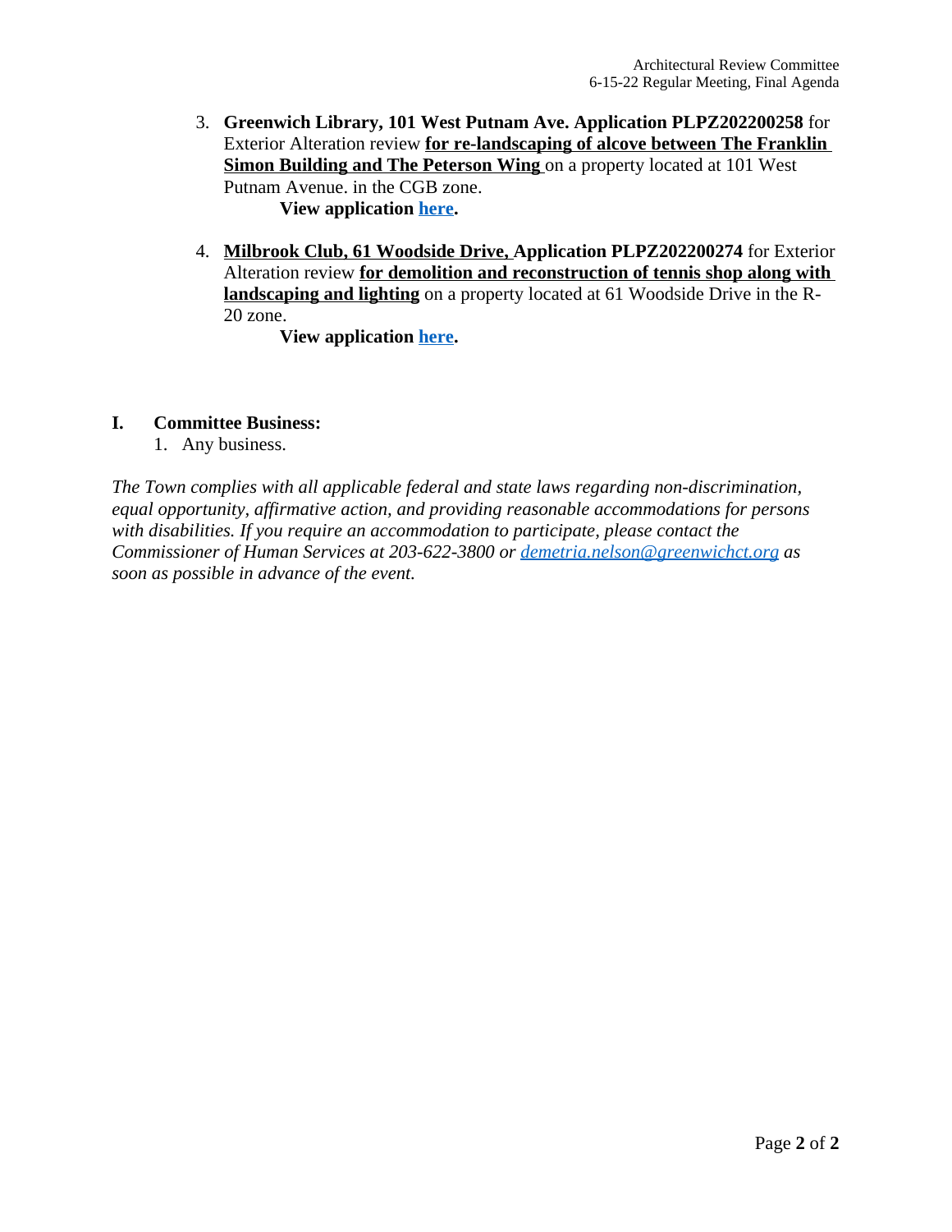3. **Greenwich Library, 101 West Putnam Ave. Application PLPZ202200258** for Exterior Alteration review **for re-landscaping of alcove between The Franklin Simon Building and The Peterson Wing** on a property located at 101 West Putnam Avenue. in the CGB zone.

   **View application here.**

4. **Milbrook Club, 61 Woodside Drive, Application PLPZ202200274** for Exterior Alteration review **for demolition and reconstruction of tennis shop along with landscaping and lighting** on a property located at 61 Woodside Drive in the R-20 zone.

   **View application here.**

## I. Committee Business:

1. Any business.

*The Town complies with all applicable federal and state laws regarding non-discrimination, equal opportunity, affirmative action, and providing reasonable accommodations for persons with disabilities. If you require an accommodation to participate, please contact the Commissioner of Human Services at 203-622-3800 or demetria.nelson@greenwichct.org as soon as possible in advance of the event.*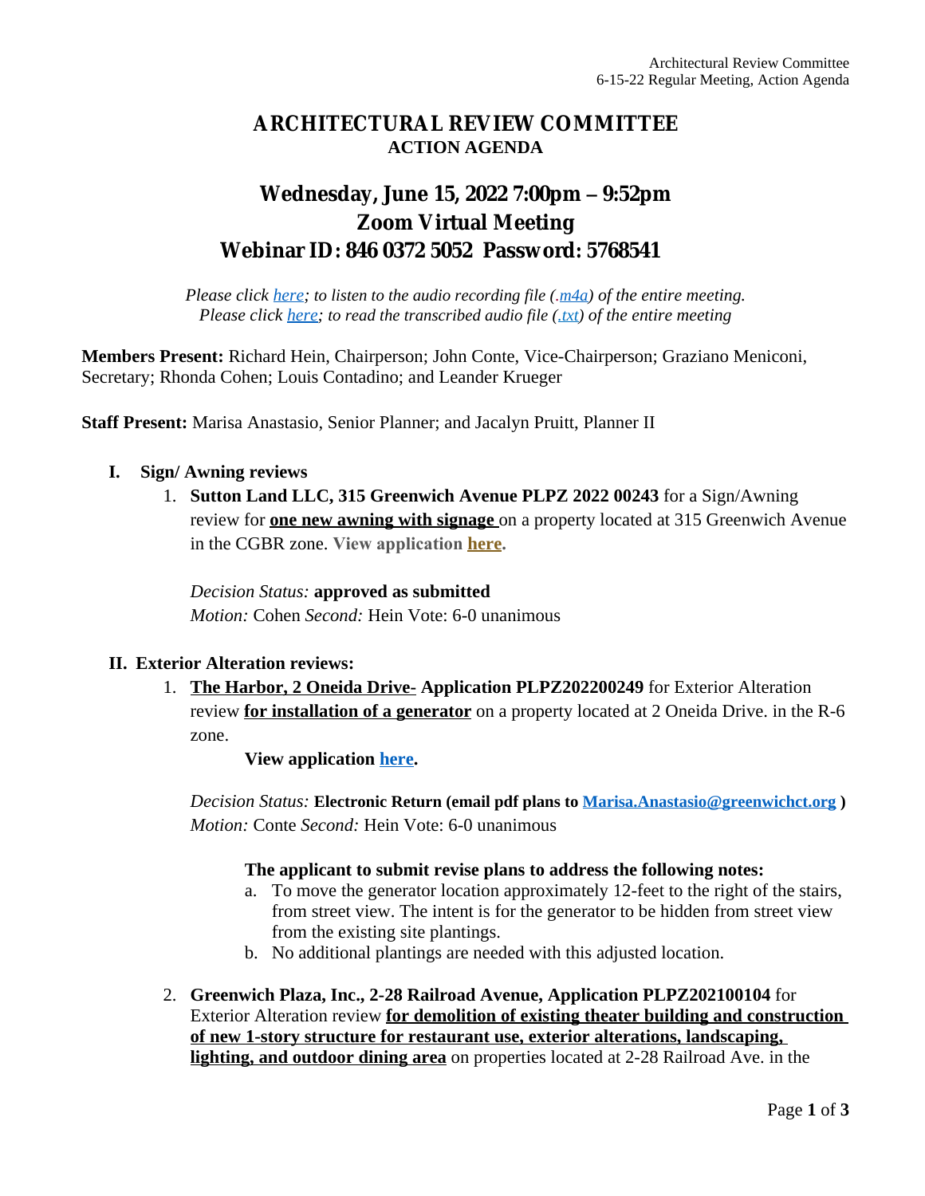# ARCHITECTURAL REVIEW COMMITTEE
## ACTION AGENDA

## Wednesday, June 15, 2022 7:00pm – 9:52pm
## Zoom Virtual Meeting
## Webinar ID: 846 0372 5052 Password: 5768541

*Please click here; to listen to the audio recording file (.m4a) of the entire meeting.*
*Please click here; to read the transcribed audio file (.txt) of the entire meeting*

**Members Present:** Richard Hein, Chairperson; John Conte, Vice-Chairperson; Graziano Meniconi, Secretary; Rhonda Cohen; Louis Contadino; and Leander Krueger

**Staff Present:** Marisa Anastasio, Senior Planner; and Jacalyn Pruitt, Planner II

**I. Sign/ Awning reviews**

1. **Sutton Land LLC, 315 Greenwich Avenue PLPZ 2022 00243** for a Sign/Awning review for **one new awning with signage** on a property located at 315 Greenwich Avenue in the CGBR zone. **View application here.**

   *Decision Status:* **approved as submitted**
   *Motion:* Cohen *Second:* Hein Vote: 6-0 unanimous

**II. Exterior Alteration reviews:**

1. **The Harbor, 2 Oneida Drive- Application PLPZ202200249** for Exterior Alteration review **for installation of a generator** on a property located at 2 Oneida Drive. in the R-6 zone.

   **View application here.**

   *Decision Status:* **Electronic Return (email pdf plans to Marisa.Anastasio@greenwichct.org )**
   *Motion:* Conte *Second:* Hein Vote: 6-0 unanimous

   **The applicant to submit revise plans to address the following notes:**

   a. To move the generator location approximately 12-feet to the right of the stairs, from street view. The intent is for the generator to be hidden from street view from the existing site plantings.
   b. No additional plantings are needed with this adjusted location.

2. **Greenwich Plaza, Inc., 2-28 Railroad Avenue, Application PLPZ202100104** for Exterior Alteration review **for demolition of existing theater building and construction of new 1-story structure for restaurant use, exterior alterations, landscaping, lighting, and outdoor dining area** on properties located at 2-28 Railroad Ave. in the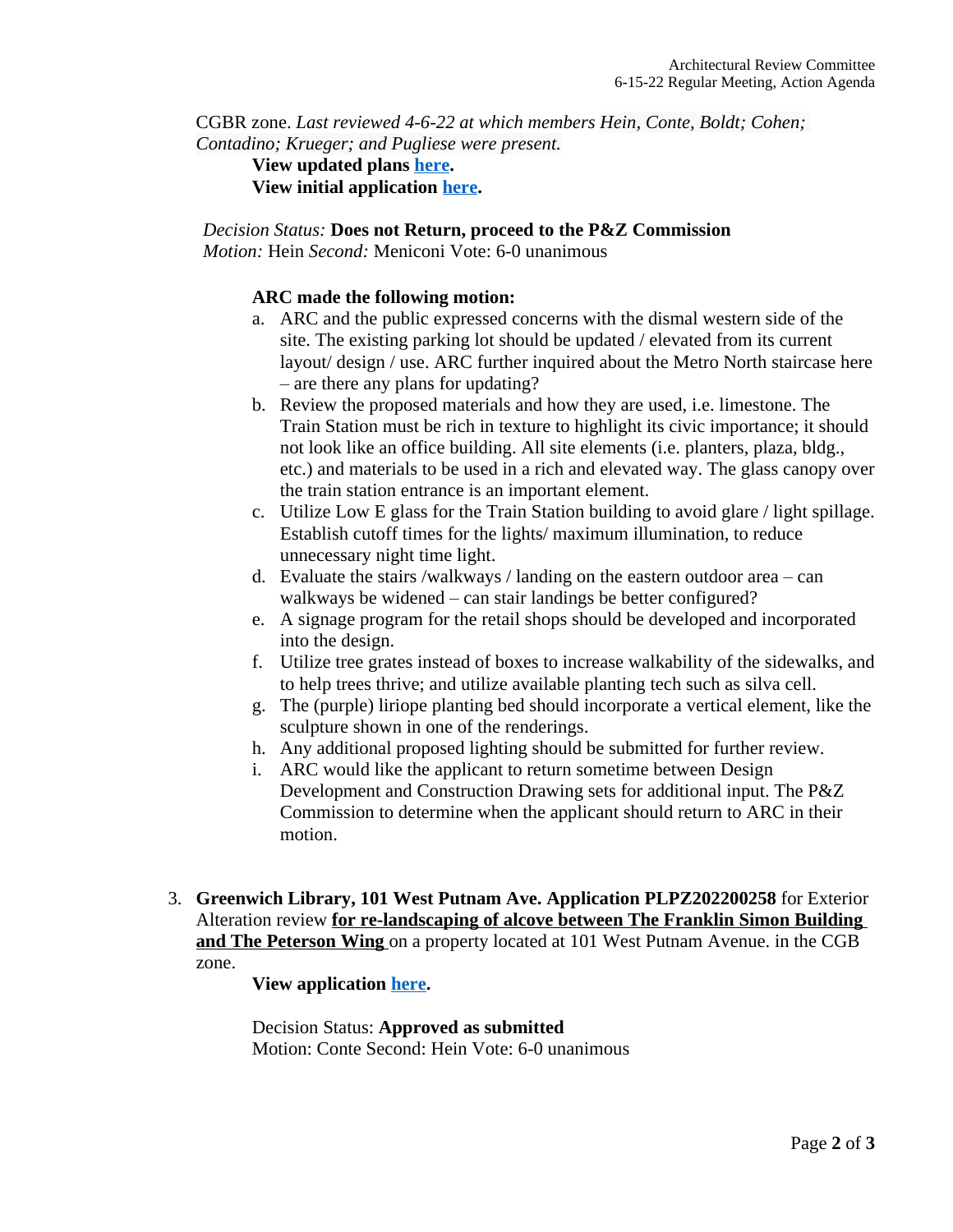CGBR zone. *Last reviewed 4-6-22 at which members Hein, Conte, Boldt; Cohen; Contadino; Krueger; and Pugliese were present.*

**View updated plans here.**
**View initial application here.**

*Decision Status:* **Does not Return, proceed to the P&Z Commission**
*Motion:* Hein *Second:* Meniconi Vote: 6-0 unanimous

**ARC made the following motion:**

a. ARC and the public expressed concerns with the dismal western side of the site. The existing parking lot should be updated / elevated from its current layout/ design / use. ARC further inquired about the Metro North staircase here – are there any plans for updating?
b. Review the proposed materials and how they are used, i.e. limestone. The Train Station must be rich in texture to highlight its civic importance; it should not look like an office building. All site elements (i.e. planters, plaza, bldg., etc.) and materials to be used in a rich and elevated way. The glass canopy over the train station entrance is an important element.
c. Utilize Low E glass for the Train Station building to avoid glare / light spillage. Establish cutoff times for the lights/ maximum illumination, to reduce unnecessary night time light.
d. Evaluate the stairs /walkways / landing on the eastern outdoor area – can walkways be widened – can stair landings be better configured?
e. A signage program for the retail shops should be developed and incorporated into the design.
f. Utilize tree grates instead of boxes to increase walkability of the sidewalks, and to help trees thrive; and utilize available planting tech such as silva cell.
g. The (purple) liriope planting bed should incorporate a vertical element, like the sculpture shown in one of the renderings.
h. Any additional proposed lighting should be submitted for further review.
i. ARC would like the applicant to return sometime between Design Development and Construction Drawing sets for additional input. The P&Z Commission to determine when the applicant should return to ARC in their motion.

3. **Greenwich Library, 101 West Putnam Ave. Application PLPZ202200258** for Exterior Alteration review **<u>for re-landscaping of alcove between The Franklin Simon Building and The Peterson Wing</u>** on a property located at 101 West Putnam Avenue. in the CGB zone.

   **View application here.**

   Decision Status: **Approved as submitted**
   Motion: Conte Second: Hein Vote: 6-0 unanimous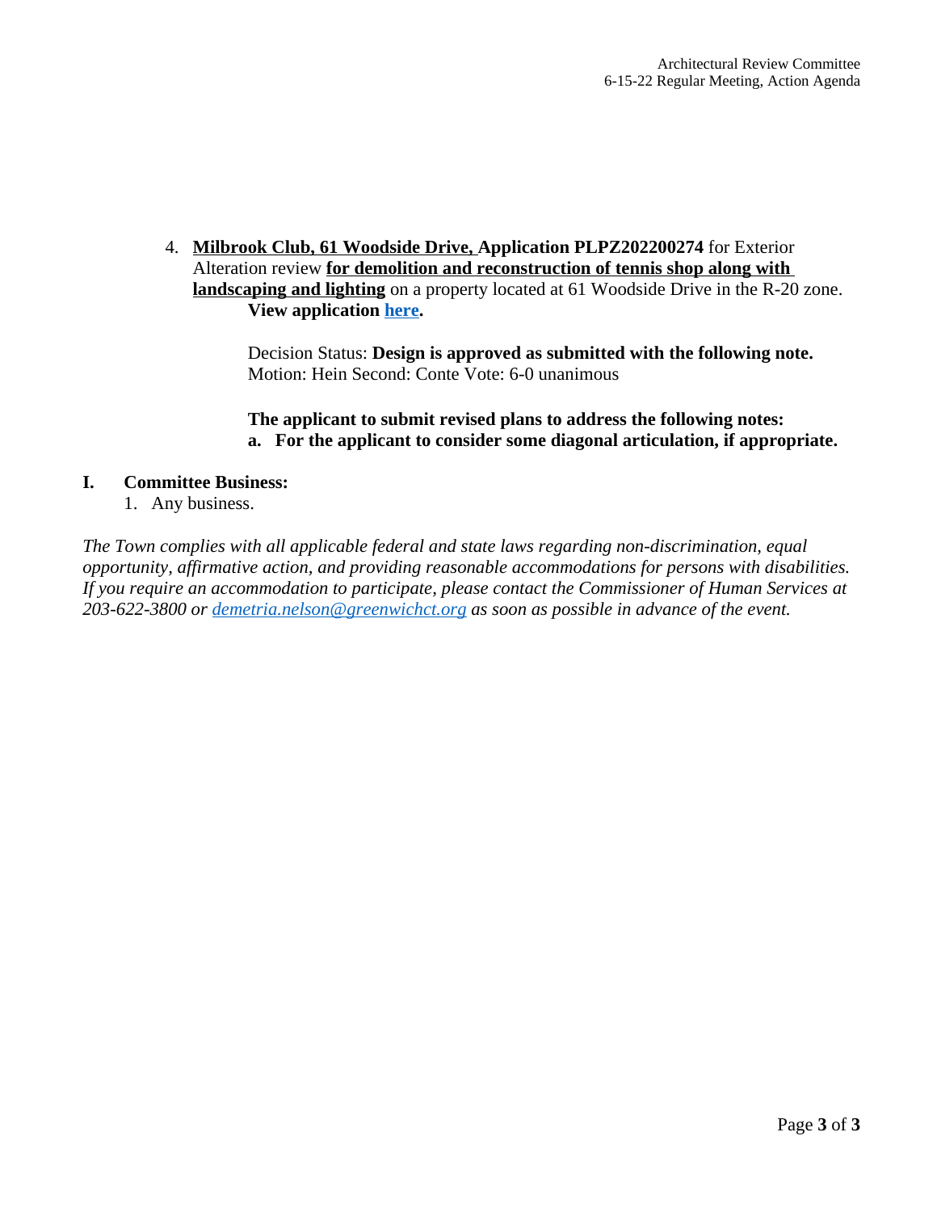4. **Milbrook Club, 61 Woodside Drive, Application PLPZ202200274** for Exterior Alteration review **for demolition and reconstruction of tennis shop along with landscaping and lighting** on a property located at 61 Woodside Drive in the R-20 zone. **View application [here](here).**

   Decision Status: **Design is approved as submitted with the following note.**
   Motion: Hein Second: Conte Vote: 6-0 unanimous

   **The applicant to submit revised plans to address the following notes:**
   **a. For the applicant to consider some diagonal articulation, if appropriate.**

## I. Committee Business:

1. Any business.

*The Town complies with all applicable federal and state laws regarding non-discrimination, equal opportunity, affirmative action, and providing reasonable accommodations for persons with disabilities. If you require an accommodation to participate, please contact the Commissioner of Human Services at 203-622-3800 or [demetria.nelson@greenwichct.org](mailto:demetria.nelson@greenwichct.org) as soon as possible in advance of the event.*